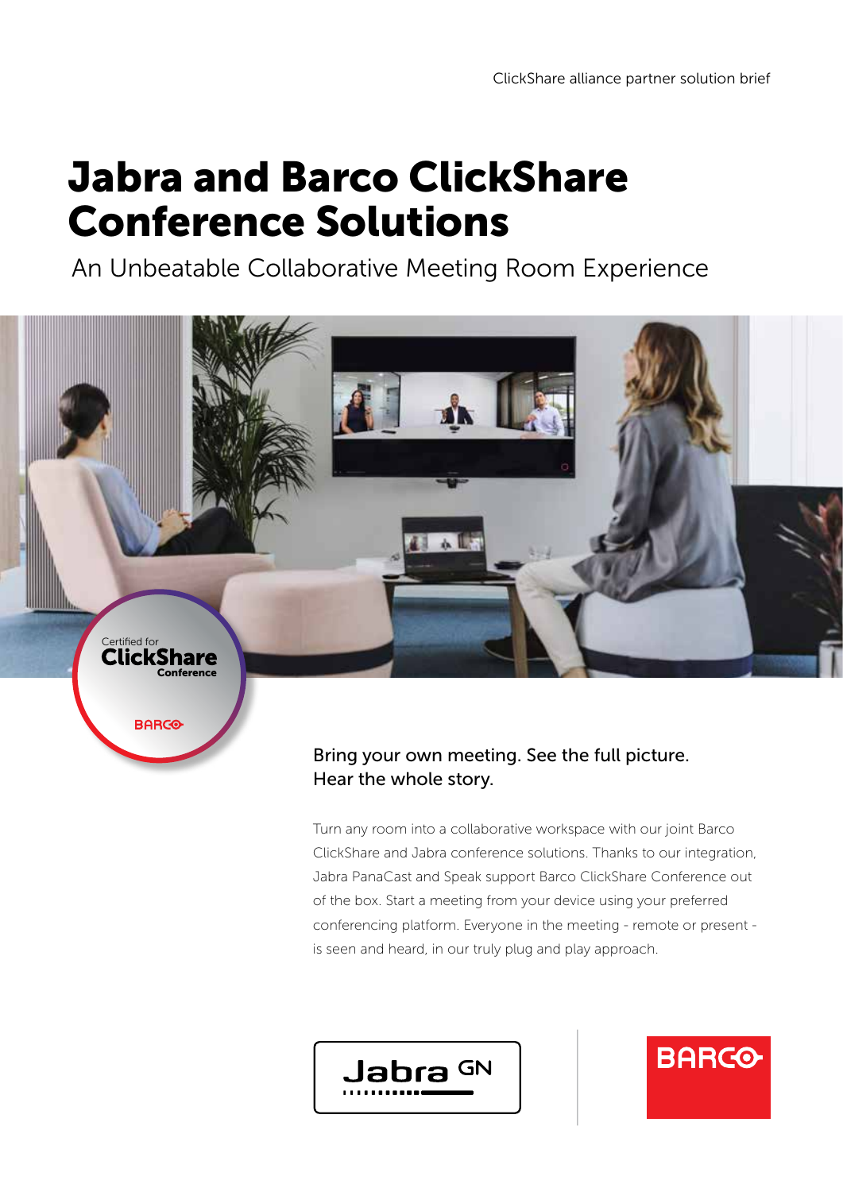ClickShare alliance partner solution brief

# Jabra and Barco ClickShare Conference Solutions

An Unbeatable Collaborative Meeting Room Experience

Certified for ClickShare Conference

BARCO

## Bring your own meeting. See the full picture. Hear the whole story.

Turn any room into a collaborative workspace with our joint Barco ClickShare and Jabra conference solutions. Thanks to our integration, Jabra PanaCast and Speak support Barco ClickShare Conference out of the box. Start a meeting from your device using your preferred conferencing platform. Everyone in the meeting - remote or present - is seen and heard, in our truly plug and play approach.

Jabra GN

BARCO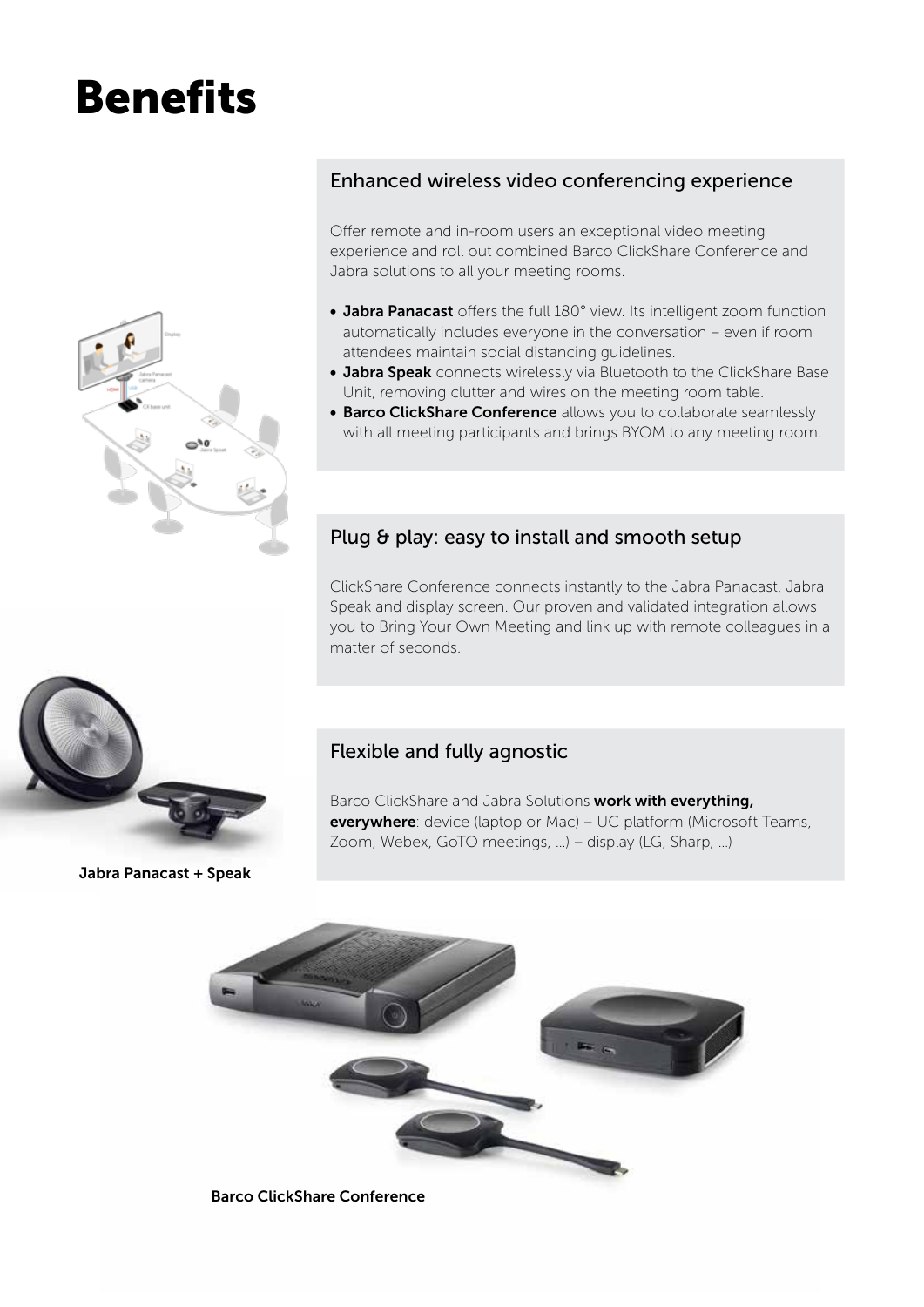# Benefits

## Enhanced wireless video conferencing experience

Offer remote and in-room users an exceptional video meeting experience and roll out combined Barco ClickShare Conference and Jabra solutions to all your meeting rooms.

- **Jabra Panacast** offers the full 180° view. Its intelligent zoom function automatically includes everyone in the conversation – even if room attendees maintain social distancing guidelines.
- **Jabra Speak** connects wirelessly via Bluetooth to the ClickShare Base Unit, removing clutter and wires on the meeting room table.
- **Barco ClickShare Conference** allows you to collaborate seamlessly with all meeting participants and brings BYOM to any meeting room.

## Plug & play: easy to install and smooth setup

ClickShare Conference connects instantly to the Jabra Panacast, Jabra Speak and display screen. Our proven and validated integration allows you to Bring Your Own Meeting and link up with remote colleagues in a matter of seconds.

## Flexible and fully agnostic

Barco ClickShare and Jabra Solutions **work with everything, everywhere**: device (laptop or Mac) – UC platform (Microsoft Teams, Zoom, Webex, GoTO meetings, ...) – display (LG, Sharp, ...)

**Jabra Panacast + Speak**

**Barco ClickShare Conference**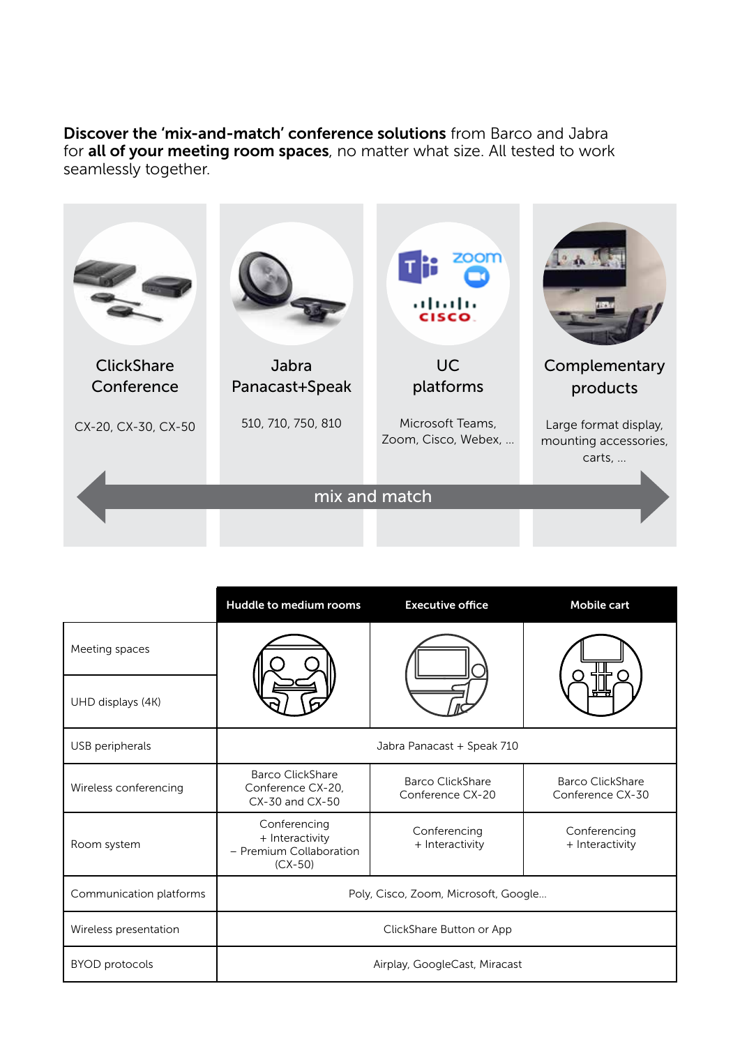**Discover the 'mix-and-match' conference solutions** from Barco and Jabra for **all of your meeting room spaces**, no matter what size. All tested to work seamlessly together.

| ClickShare Conference | Jabra Panacast+Speak | UC platforms | Complementary products |
|---|---|---|---|
| CX-20, CX-30, CX-50 | 510, 710, 750, 810 | Microsoft Teams, Zoom, Cisco, Webex, ... | Large format display, mounting accessories, carts, ... |

mix and match

| | Huddle to medium rooms | Executive office | Mobile cart |
|---|---|---|---|
| Meeting spaces | | | |
| UHD displays (4K) | | | |
| USB peripherals | Jabra Panacast + Speak 710 | | |
| Wireless conferencing | Barco ClickShare Conference CX-20, CX-30 and CX-50 | Barco ClickShare Conference CX-20 | Barco ClickShare Conference CX-30 |
| Room system | Conferencing + Interactivity – Premium Collaboration (CX-50) | Conferencing + Interactivity | Conferencing + Interactivity |
| Communication platforms | Poly, Cisco, Zoom, Microsoft, Google... | | |
| Wireless presentation | ClickShare Button or App | | |
| BYOD protocols | Airplay, GoogleCast, Miracast | | |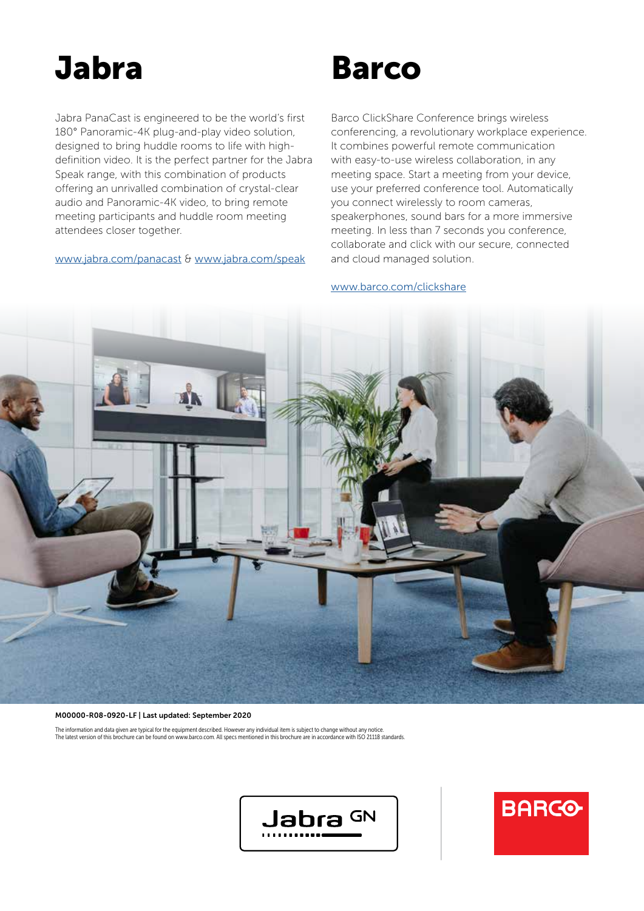# Jabra

Jabra PanaCast is engineered to be the world's first 180° Panoramic-4K plug-and-play video solution, designed to bring huddle rooms to life with high-definition video. It is the perfect partner for the Jabra Speak range, with this combination of products offering an unrivalled combination of crystal-clear audio and Panoramic-4K video, to bring remote meeting participants and huddle room meeting attendees closer together.

www.jabra.com/panacast & www.jabra.com/speak

# Barco

Barco ClickShare Conference brings wireless conferencing, a revolutionary workplace experience. It combines powerful remote communication with easy-to-use wireless collaboration, in any meeting space. Start a meeting from your device, use your preferred conference tool. Automatically you connect wirelessly to room cameras, speakerphones, sound bars for a more immersive meeting. In less than 7 seconds you conference, collaborate and click with our secure, connected and cloud managed solution.

www.barco.com/clickshare

**M00000-R08-0920-LF | Last updated: September 2020**

The information and data given are typical for the equipment described. However any individual item is subject to change without any notice.
The latest version of this brochure can be found on www.barco.com. All specs mentioned in this brochure are in accordance with ISO 21118 standards.

Jabra GN

BARCO